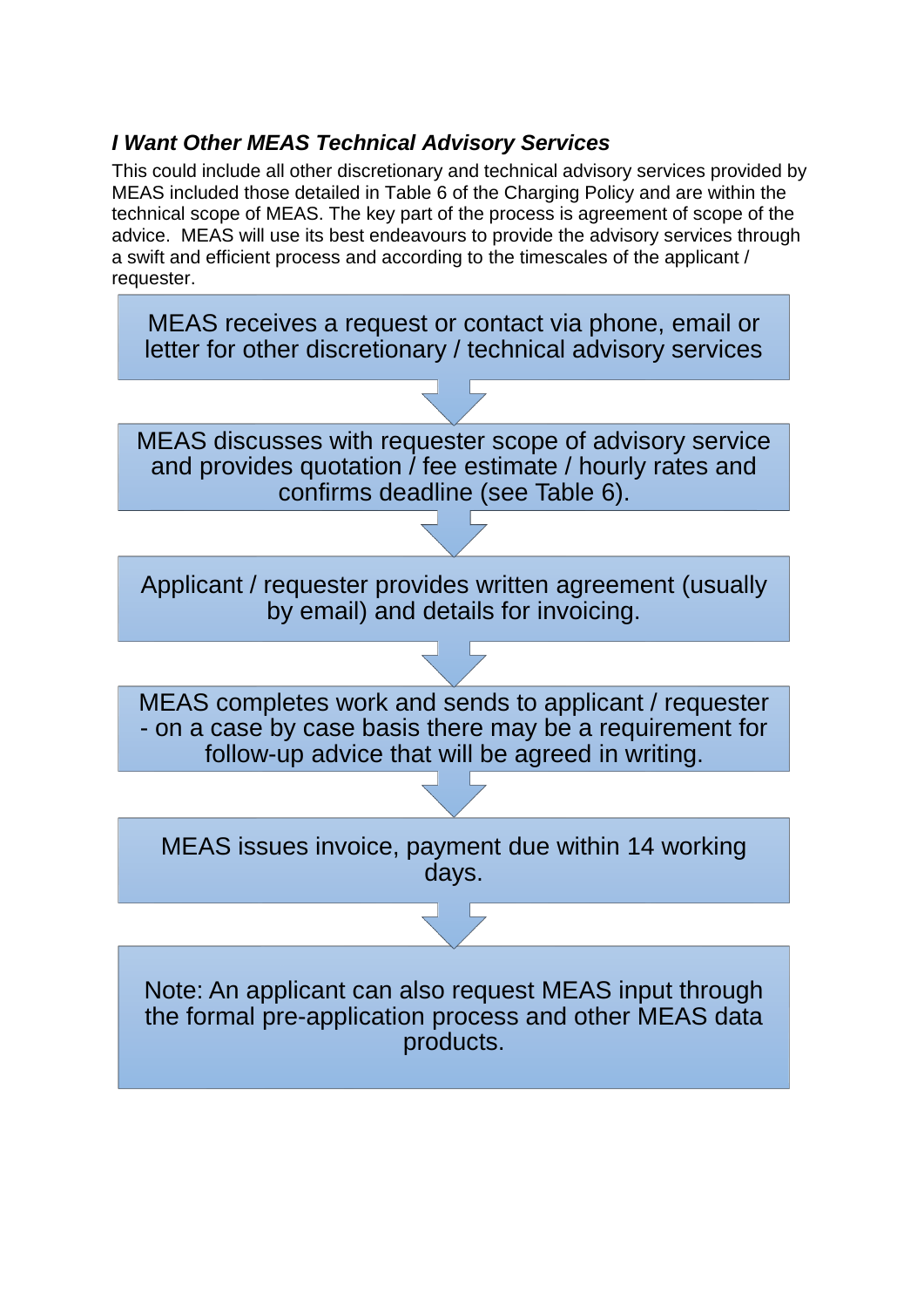### *I Want Other MEAS Technical Advisory Services*

This could include all other discretionary and technical advisory services provided by MEAS included those detailed in Table 6 of the Charging Policy and are within the technical scope of MEAS. The key part of the process is agreement of scope of the advice. MEAS will use its best endeavours to provide the advisory services through a swift and efficient process and according to the timescales of the applicant / requester.

MEAS receives a request or contact via phone, email or letter for other discretionary / technical advisory services

↓

MEAS discusses with requester scope of advisory service and provides quotation / fee estimate / hourly rates and confirms deadline (see Table 6).

↓

Applicant / requester provides written agreement (usually by email) and details for invoicing.

↓

MEAS completes work and sends to applicant / requester - on a case by case basis there may be a requirement for follow-up advice that will be agreed in writing.

↓

MEAS issues invoice, payment due within 14 working days.

↓

Note: An applicant can also request MEAS input through the formal pre-application process and other MEAS data products.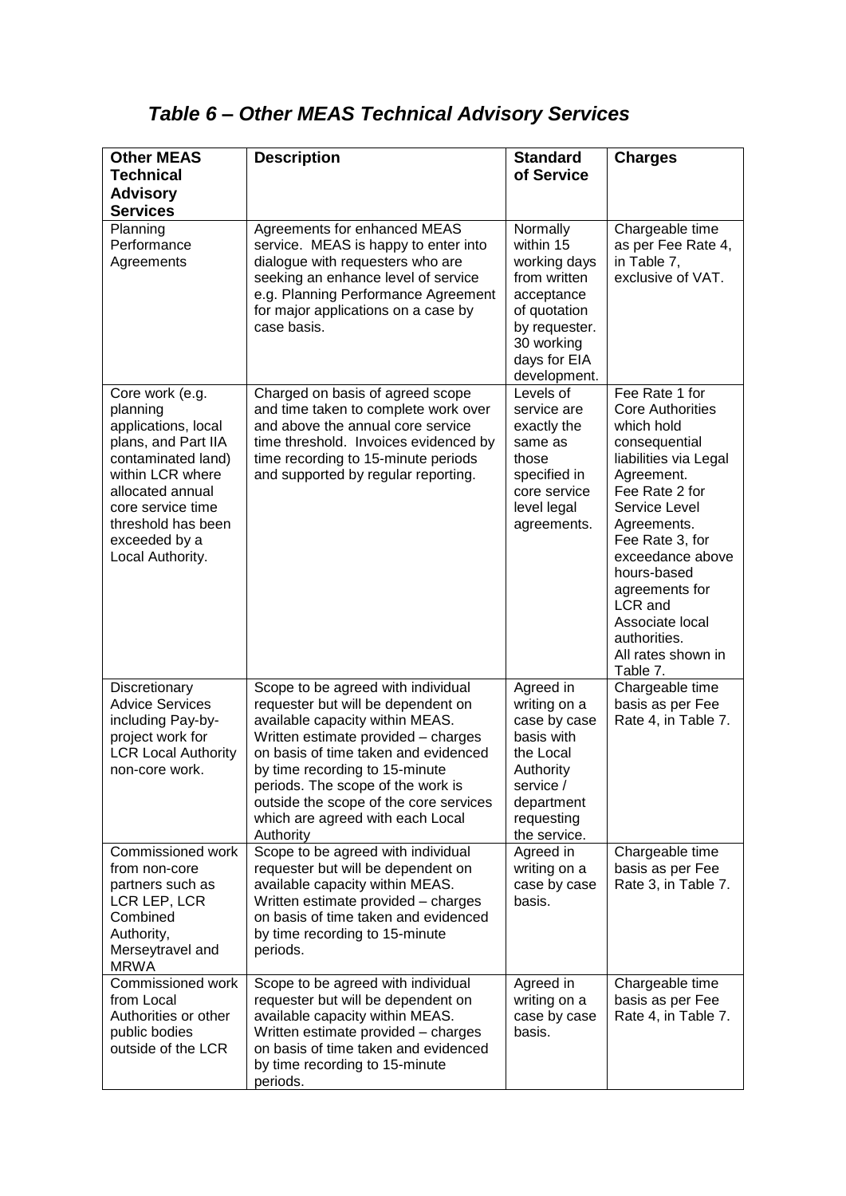## *Table 6 – Other MEAS Technical Advisory Services*

| Other MEAS Technical Advisory Services | Description | Standard of Service | Charges |
|---|---|---|---|
| Planning Performance Agreements | Agreements for enhanced MEAS service. MEAS is happy to enter into dialogue with requesters who are seeking an enhance level of service e.g. Planning Performance Agreement for major applications on a case by case basis. | Normally within 15 working days from written acceptance of quotation by requester. 30 working days for EIA development. | Chargeable time as per Fee Rate 4, in Table 7, exclusive of VAT. |
| Core work (e.g. planning applications, local plans, and Part IIA contaminated land) within LCR where allocated annual core service time threshold has been exceeded by a Local Authority. | Charged on basis of agreed scope and time taken to complete work over and above the annual core service time threshold. Invoices evidenced by time recording to 15-minute periods and supported by regular reporting. | Levels of service are exactly the same as those specified in core service level legal agreements. | Fee Rate 1 for Core Authorities which hold consequential liabilities via Legal Agreement. Fee Rate 2 for Service Level Agreements. Fee Rate 3, for exceedance above hours-based agreements for LCR and Associate local authorities. All rates shown in Table 7. |
| Discretionary Advice Services including Pay-by-project work for LCR Local Authority non-core work. | Scope to be agreed with individual requester but will be dependent on available capacity within MEAS. Written estimate provided – charges on basis of time taken and evidenced by time recording to 15-minute periods. The scope of the work is outside the scope of the core services which are agreed with each Local Authority | Agreed in writing on a case by case basis with the Local Authority service / department requesting the service. | Chargeable time basis as per Fee Rate 4, in Table 7. |
| Commissioned work from non-core partners such as LCR LEP, LCR Combined Authority, Merseytravel and MRWA | Scope to be agreed with individual requester but will be dependent on available capacity within MEAS. Written estimate provided – charges on basis of time taken and evidenced by time recording to 15-minute periods. | Agreed in writing on a case by case basis. | Chargeable time basis as per Fee Rate 3, in Table 7. |
| Commissioned work from Local Authorities or other public bodies outside of the LCR | Scope to be agreed with individual requester but will be dependent on available capacity within MEAS. Written estimate provided – charges on basis of time taken and evidenced by time recording to 15-minute periods. | Agreed in writing on a case by case basis. | Chargeable time basis as per Fee Rate 4, in Table 7. |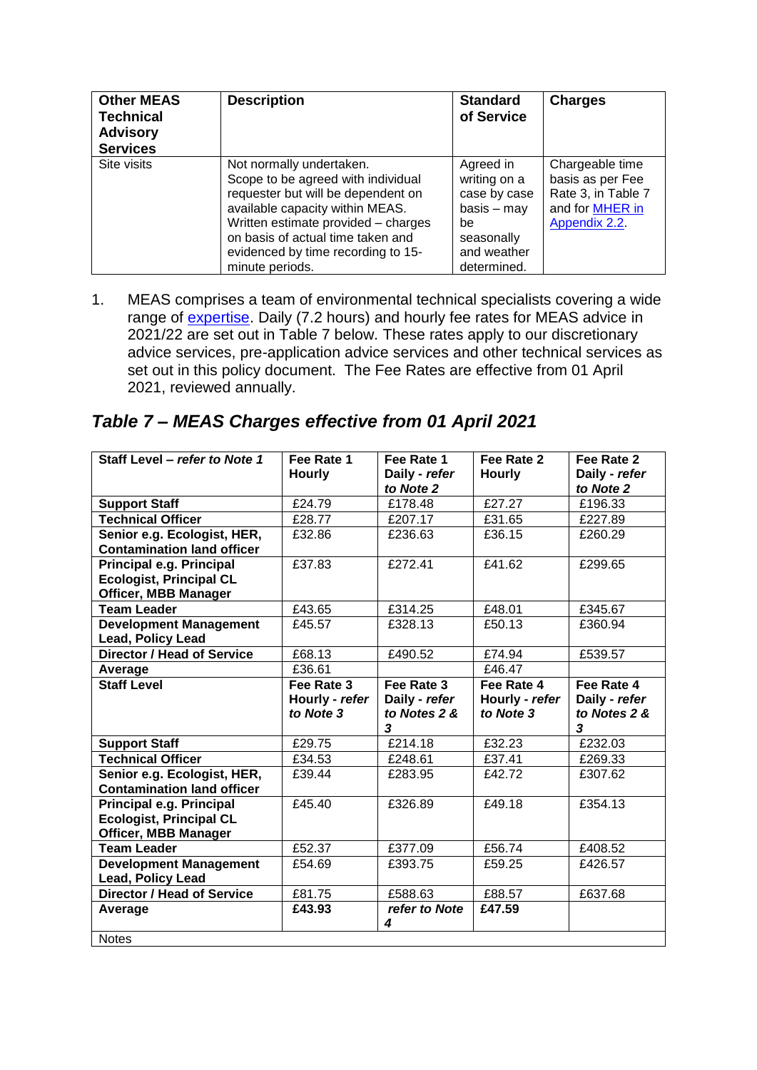| Other MEAS Technical Advisory Services | Description | Standard of Service | Charges |
|---|---|---|---|
| Site visits | Not normally undertaken. Scope to be agreed with individual requester but will be dependent on available capacity within MEAS. Written estimate provided – charges on basis of actual time taken and evidenced by time recording to 15-minute periods. | Agreed in writing on a case by case basis – may be seasonally and weather determined. | Chargeable time basis as per Fee Rate 3, in Table 7 and for [MHER in Appendix 2.2](). |

1. MEAS comprises a team of environmental technical specialists covering a wide range of [expertise](). Daily (7.2 hours) and hourly fee rates for MEAS advice in 2021/22 are set out in Table 7 below. These rates apply to our discretionary advice services, pre-application advice services and other technical services as set out in this policy document. The Fee Rates are effective from 01 April 2021, reviewed annually.

## *Table 7 – MEAS Charges effective from 01 April 2021*

| **Staff Level** – *refer to Note 1* | **Fee Rate 1 Hourly** | **Fee Rate 1 Daily** - *refer to Note 2* | **Fee Rate 2 Hourly** | **Fee Rate 2 Daily** - *refer to Note 2* |
|---|---|---|---|---|
| **Support Staff** | £24.79 | £178.48 | £27.27 | £196.33 |
| **Technical Officer** | £28.77 | £207.17 | £31.65 | £227.89 |
| **Senior e.g. Ecologist, HER, Contamination land officer** | £32.86 | £236.63 | £36.15 | £260.29 |
| **Principal e.g. Principal Ecologist, Principal CL Officer, MBB Manager** | £37.83 | £272.41 | £41.62 | £299.65 |
| **Team Leader** | £43.65 | £314.25 | £48.01 | £345.67 |
| **Development Management Lead, Policy Lead** | £45.57 | £328.13 | £50.13 | £360.94 |
| **Director / Head of Service** | £68.13 | £490.52 | £74.94 | £539.57 |
| **Average** | £36.61 | | £46.47 | |
| **Staff Level** | **Fee Rate 3 Hourly** - *refer to Note 3* | **Fee Rate 3 Daily** - *refer to Notes 2 & 3* | **Fee Rate 4 Hourly** - *refer to Note 3* | **Fee Rate 4 Daily** - *refer to Notes 2 & 3* |
| **Support Staff** | £29.75 | £214.18 | £32.23 | £232.03 |
| **Technical Officer** | £34.53 | £248.61 | £37.41 | £269.33 |
| **Senior e.g. Ecologist, HER, Contamination land officer** | £39.44 | £283.95 | £42.72 | £307.62 |
| **Principal e.g. Principal Ecologist, Principal CL Officer, MBB Manager** | £45.40 | £326.89 | £49.18 | £354.13 |
| **Team Leader** | £52.37 | £377.09 | £56.74 | £408.52 |
| **Development Management Lead, Policy Lead** | £54.69 | £393.75 | £59.25 | £426.57 |
| **Director / Head of Service** | £81.75 | £588.63 | £88.57 | £637.68 |
| **Average** | **£43.93** | ***refer to Note 4*** | **£47.59** | |
| Notes | | | | |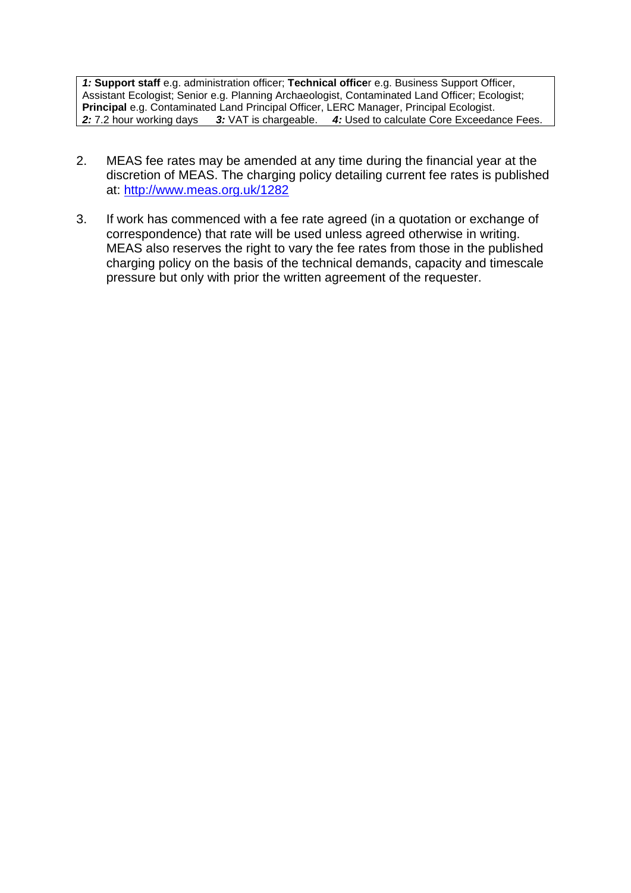***1:*** **Support staff** e.g. administration officer; **Technical office**r e.g. Business Support Officer, Assistant Ecologist; Senior e.g. Planning Archaeologist, Contaminated Land Officer; Ecologist; **Principal** e.g. Contaminated Land Principal Officer, LERC Manager, Principal Ecologist.
***2:*** 7.2 hour working days ***3:*** VAT is chargeable. ***4:*** Used to calculate Core Exceedance Fees.

2. MEAS fee rates may be amended at any time during the financial year at the discretion of MEAS. The charging policy detailing current fee rates is published at: [http://www.meas.org.uk/1282](http://www.meas.org.uk/1282)

3. If work has commenced with a fee rate agreed (in a quotation or exchange of correspondence) that rate will be used unless agreed otherwise in writing. MEAS also reserves the right to vary the fee rates from those in the published charging policy on the basis of the technical demands, capacity and timescale pressure but only with prior the written agreement of the requester.